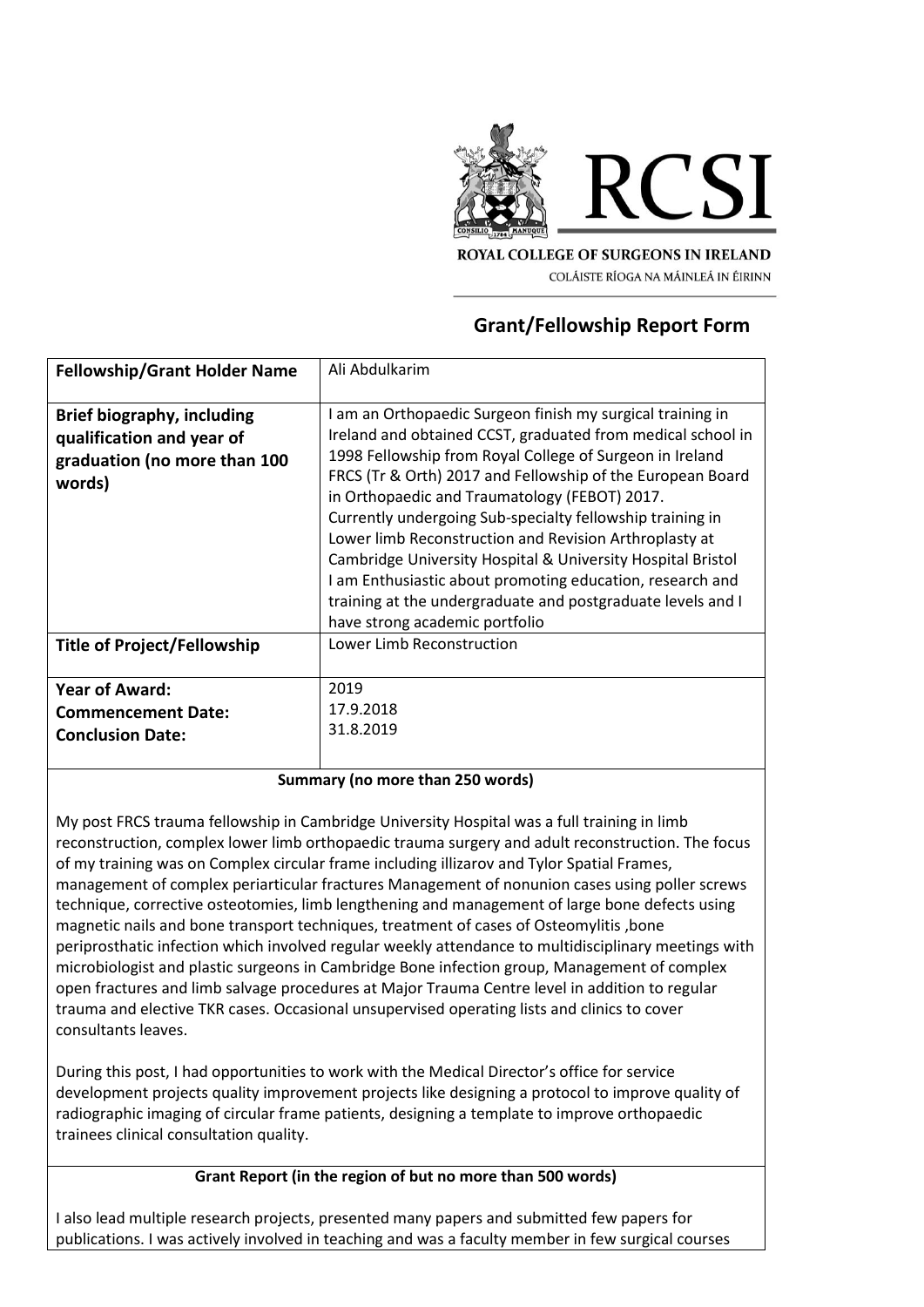ROYAL COLLEGE OF SURGEONS IN IRELAND

COLÁISTE RÍOGA NA MÁINLEÁ IN ÉIRINN

## Grant/Fellowship Report Form

| **Fellowship/Grant Holder Name** | Ali Abdulkarim |
|---|---|
| **Brief biography, including qualification and year of graduation (no more than 100 words)** | I am an Orthopaedic Surgeon finish my surgical training in Ireland and obtained CCST, graduated from medical school in 1998 Fellowship from Royal College of Surgeon in Ireland FRCS (Tr & Orth) 2017 and Fellowship of the European Board in Orthopaedic and Traumatology (FEBOT) 2017. Currently undergoing Sub-specialty fellowship training in Lower limb Reconstruction and Revision Arthroplasty at Cambridge University Hospital & University Hospital Bristol I am Enthusiastic about promoting education, research and training at the undergraduate and postgraduate levels and I have strong academic portfolio |
| **Title of Project/Fellowship** | Lower Limb Reconstruction |
| **Year of Award:**<br>**Commencement Date:**<br>**Conclusion Date:** | 2019<br>17.9.2018<br>31.8.2019 |

**Summary (no more than 250 words)**

My post FRCS trauma fellowship in Cambridge University Hospital was a full training in limb reconstruction, complex lower limb orthopaedic trauma surgery and adult reconstruction. The focus of my training was on Complex circular frame including illizarov and Tylor Spatial Frames, management of complex periarticular fractures Management of nonunion cases using poller screws technique, corrective osteotomies, limb lengthening and management of large bone defects using magnetic nails and bone transport techniques, treatment of cases of Osteomylitis ,bone periprosthatic infection which involved regular weekly attendance to multidisciplinary meetings with microbiologist and plastic surgeons in Cambridge Bone infection group, Management of complex open fractures and limb salvage procedures at Major Trauma Centre level in addition to regular trauma and elective TKR cases. Occasional unsupervised operating lists and clinics to cover consultants leaves.

During this post, I had opportunities to work with the Medical Director's office for service development projects quality improvement projects like designing a protocol to improve quality of radiographic imaging of circular frame patients, designing a template to improve orthopaedic trainees clinical consultation quality.

**Grant Report (in the region of but no more than 500 words)**

I also lead multiple research projects, presented many papers and submitted few papers for publications. I was actively involved in teaching and was a faculty member in few surgical courses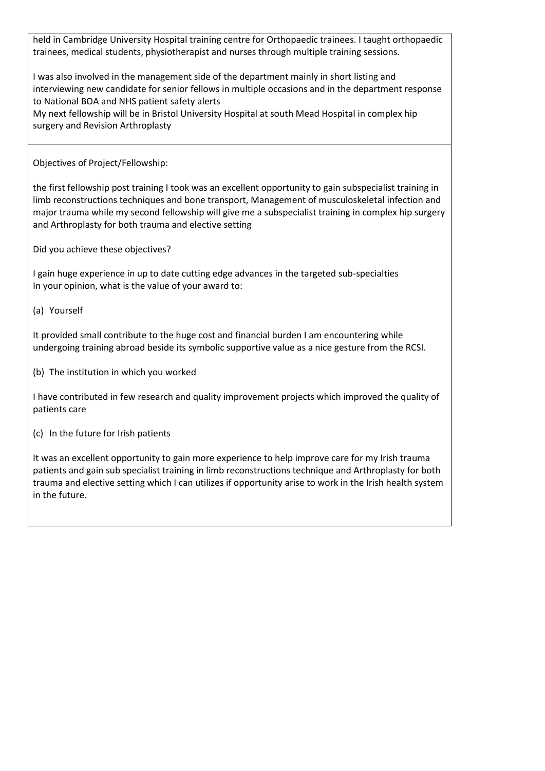held in Cambridge University Hospital training centre for Orthopaedic trainees. I taught orthopaedic trainees, medical students, physiotherapist and nurses through multiple training sessions.

I was also involved in the management side of the department mainly in short listing and interviewing new candidate for senior fellows in multiple occasions and in the department response to National BOA and NHS patient safety alerts
My next fellowship will be in Bristol University Hospital at south Mead Hospital in complex hip surgery and Revision Arthroplasty

Objectives of Project/Fellowship:

the first fellowship post training I took was an excellent opportunity to gain subspecialist training in limb reconstructions techniques and bone transport, Management of musculoskeletal infection and major trauma while my second fellowship will give me a subspecialist training in complex hip surgery and Arthroplasty for both trauma and elective setting

Did you achieve these objectives?

I gain huge experience in up to date cutting edge advances in the targeted sub-specialties
In your opinion, what is the value of your award to:

(a) Yourself

It provided small contribute to the huge cost and financial burden I am encountering while undergoing training abroad beside its symbolic supportive value as a nice gesture from the RCSI.

(b) The institution in which you worked

I have contributed in few research and quality improvement projects which improved the quality of patients care

(c) In the future for Irish patients

It was an excellent opportunity to gain more experience to help improve care for my Irish trauma patients and gain sub specialist training in limb reconstructions technique and Arthroplasty for both trauma and elective setting which I can utilizes if opportunity arise to work in the Irish health system in the future.